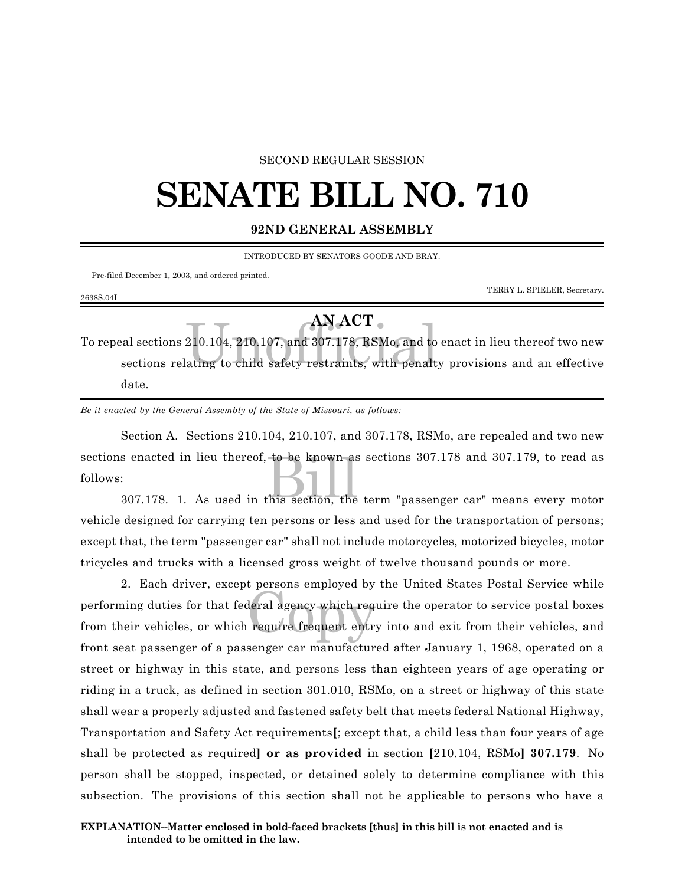SECOND REGULAR SESSION

# SENATE BILL NO. 710

**92ND GENERAL ASSEMBLY**

INTRODUCED BY SENATORS GOODE AND BRAY.

Pre-filed December 1, 2003, and ordered printed.

TERRY L. SPIELER, Secretary.

2638S.04I

## AN ACT

To repeal sections 210.104, 210.107, and 307.178, RSMo, and to enact in lieu thereof two new sections relating to child safety restraints, with penalty provisions and an effective date.

*Be it enacted by the General Assembly of the State of Missouri, as follows:*

Section A. Sections 210.104, 210.107, and 307.178, RSMo, are repealed and two new sections enacted in lieu thereof, to be known as sections 307.178 and 307.179, to read as follows:

307.178. 1. As used in this section, the term "passenger car" means every motor vehicle designed for carrying ten persons or less and used for the transportation of persons; except that, the term "passenger car" shall not include motorcycles, motorized bicycles, motor tricycles and trucks with a licensed gross weight of twelve thousand pounds or more.

2. Each driver, except persons employed by the United States Postal Service while performing duties for that federal agency which require the operator to service postal boxes from their vehicles, or which require frequent entry into and exit from their vehicles, and front seat passenger of a passenger car manufactured after January 1, 1968, operated on a street or highway in this state, and persons less than eighteen years of age operating or riding in a truck, as defined in section 301.010, RSMo, on a street or highway of this state shall wear a properly adjusted and fastened safety belt that meets federal National Highway, Transportation and Safety Act requirements**[**; except that, a child less than four years of age shall be protected as required**] or as provided** in section **[**210.104, RSMo**] 307.179**. No person shall be stopped, inspected, or detained solely to determine compliance with this subsection. The provisions of this section shall not be applicable to persons who have a

**EXPLANATION--Matter enclosed in bold-faced brackets [thus] in this bill is not enacted and is intended to be omitted in the law.**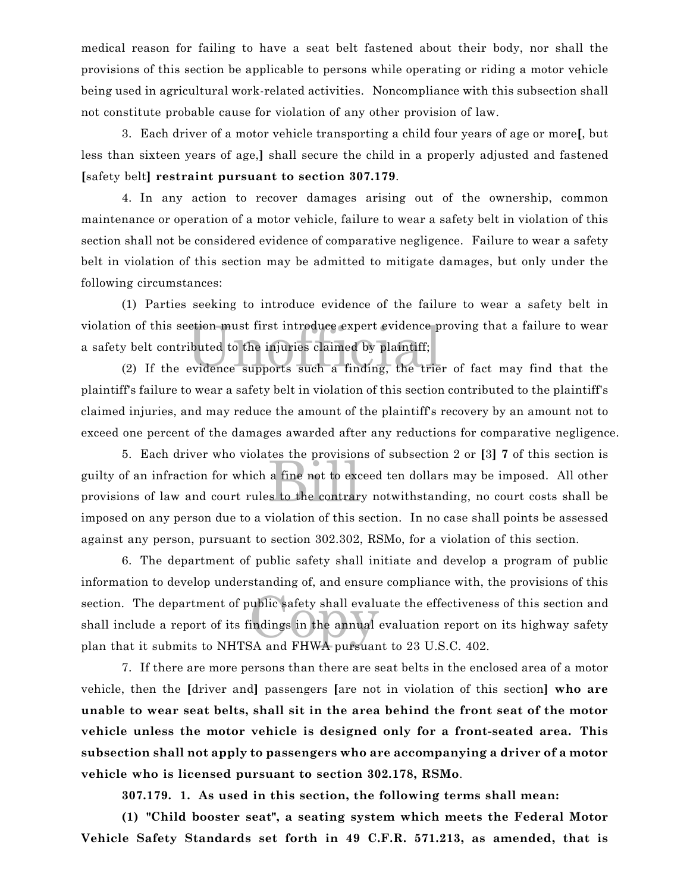medical reason for failing to have a seat belt fastened about their body, nor shall the provisions of this section be applicable to persons while operating or riding a motor vehicle being used in agricultural work-related activities. Noncompliance with this subsection shall not constitute probable cause for violation of any other provision of law.

3. Each driver of a motor vehicle transporting a child four years of age or more[, but less than sixteen years of age,] shall secure the child in a properly adjusted and fastened [safety belt] **restraint pursuant to section 307.179**.

4. In any action to recover damages arising out of the ownership, common maintenance or operation of a motor vehicle, failure to wear a safety belt in violation of this section shall not be considered evidence of comparative negligence. Failure to wear a safety belt in violation of this section may be admitted to mitigate damages, but only under the following circumstances:

(1) Parties seeking to introduce evidence of the failure to wear a safety belt in violation of this section must first introduce expert evidence proving that a failure to wear a safety belt contributed to the injuries claimed by plaintiff;

(2) If the evidence supports such a finding, the trier of fact may find that the plaintiff's failure to wear a safety belt in violation of this section contributed to the plaintiff's claimed injuries, and may reduce the amount of the plaintiff's recovery by an amount not to exceed one percent of the damages awarded after any reductions for comparative negligence.

5. Each driver who violates the provisions of subsection 2 or [3] **7** of this section is guilty of an infraction for which a fine not to exceed ten dollars may be imposed. All other provisions of law and court rules to the contrary notwithstanding, no court costs shall be imposed on any person due to a violation of this section. In no case shall points be assessed against any person, pursuant to section 302.302, RSMo, for a violation of this section.

6. The department of public safety shall initiate and develop a program of public information to develop understanding of, and ensure compliance with, the provisions of this section. The department of public safety shall evaluate the effectiveness of this section and shall include a report of its findings in the annual evaluation report on its highway safety plan that it submits to NHTSA and FHWA pursuant to 23 U.S.C. 402.

7. If there are more persons than there are seat belts in the enclosed area of a motor vehicle, then the [driver and] passengers [are not in violation of this section] **who are unable to wear seat belts, shall sit in the area behind the front seat of the motor vehicle unless the motor vehicle is designed only for a front-seated area. This subsection shall not apply to passengers who are accompanying a driver of a motor vehicle who is licensed pursuant to section 302.178, RSMo**.

**307.179. 1. As used in this section, the following terms shall mean:**

**(1) "Child booster seat", a seating system which meets the Federal Motor Vehicle Safety Standards set forth in 49 C.F.R. 571.213, as amended, that is**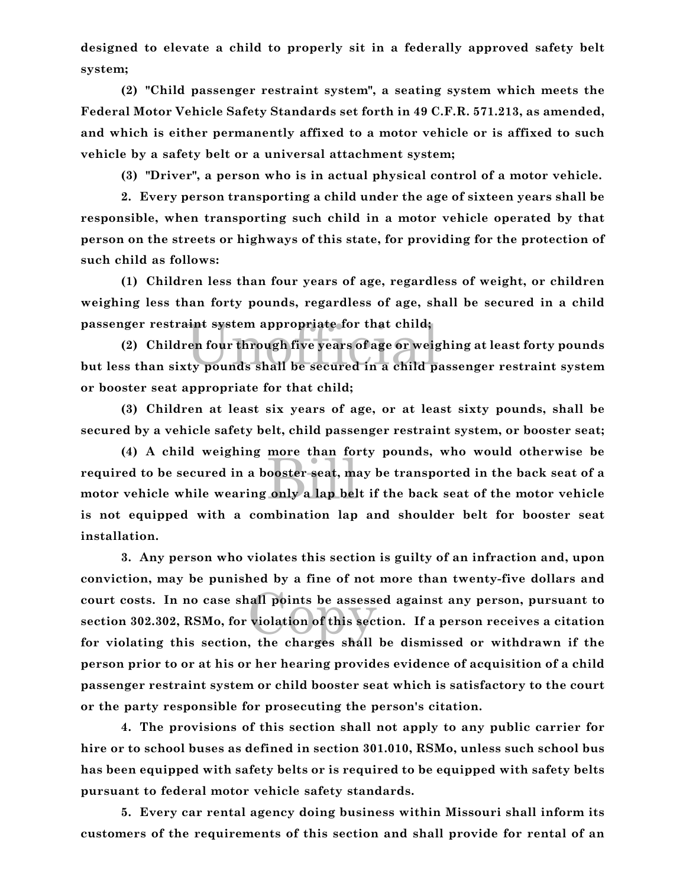**designed to elevate a child to properly sit in a federally approved safety belt system;**

**(2) "Child passenger restraint system", a seating system which meets the Federal Motor Vehicle Safety Standards set forth in 49 C.F.R. 571.213, as amended, and which is either permanently affixed to a motor vehicle or is affixed to such vehicle by a safety belt or a universal attachment system;**

**(3) "Driver", a person who is in actual physical control of a motor vehicle.**

**2. Every person transporting a child under the age of sixteen years shall be responsible, when transporting such child in a motor vehicle operated by that person on the streets or highways of this state, for providing for the protection of such child as follows:**

**(1) Children less than four years of age, regardless of weight, or children weighing less than forty pounds, regardless of age, shall be secured in a child passenger restraint system appropriate for that child;**

**(2) Children four through five years of age or weighing at least forty pounds but less than sixty pounds shall be secured in a child passenger restraint system or booster seat appropriate for that child;**

**(3) Children at least six years of age, or at least sixty pounds, shall be secured by a vehicle safety belt, child passenger restraint system, or booster seat;**

**(4) A child weighing more than forty pounds, who would otherwise be required to be secured in a booster seat, may be transported in the back seat of a motor vehicle while wearing only a lap belt if the back seat of the motor vehicle is not equipped with a combination lap and shoulder belt for booster seat installation.**

**3. Any person who violates this section is guilty of an infraction and, upon conviction, may be punished by a fine of not more than twenty-five dollars and court costs. In no case shall points be assessed against any person, pursuant to section 302.302, RSMo, for violation of this section. If a person receives a citation for violating this section, the charges shall be dismissed or withdrawn if the person prior to or at his or her hearing provides evidence of acquisition of a child passenger restraint system or child booster seat which is satisfactory to the court or the party responsible for prosecuting the person's citation.**

**4. The provisions of this section shall not apply to any public carrier for hire or to school buses as defined in section 301.010, RSMo, unless such school bus has been equipped with safety belts or is required to be equipped with safety belts pursuant to federal motor vehicle safety standards.**

**5. Every car rental agency doing business within Missouri shall inform its customers of the requirements of this section and shall provide for rental of an**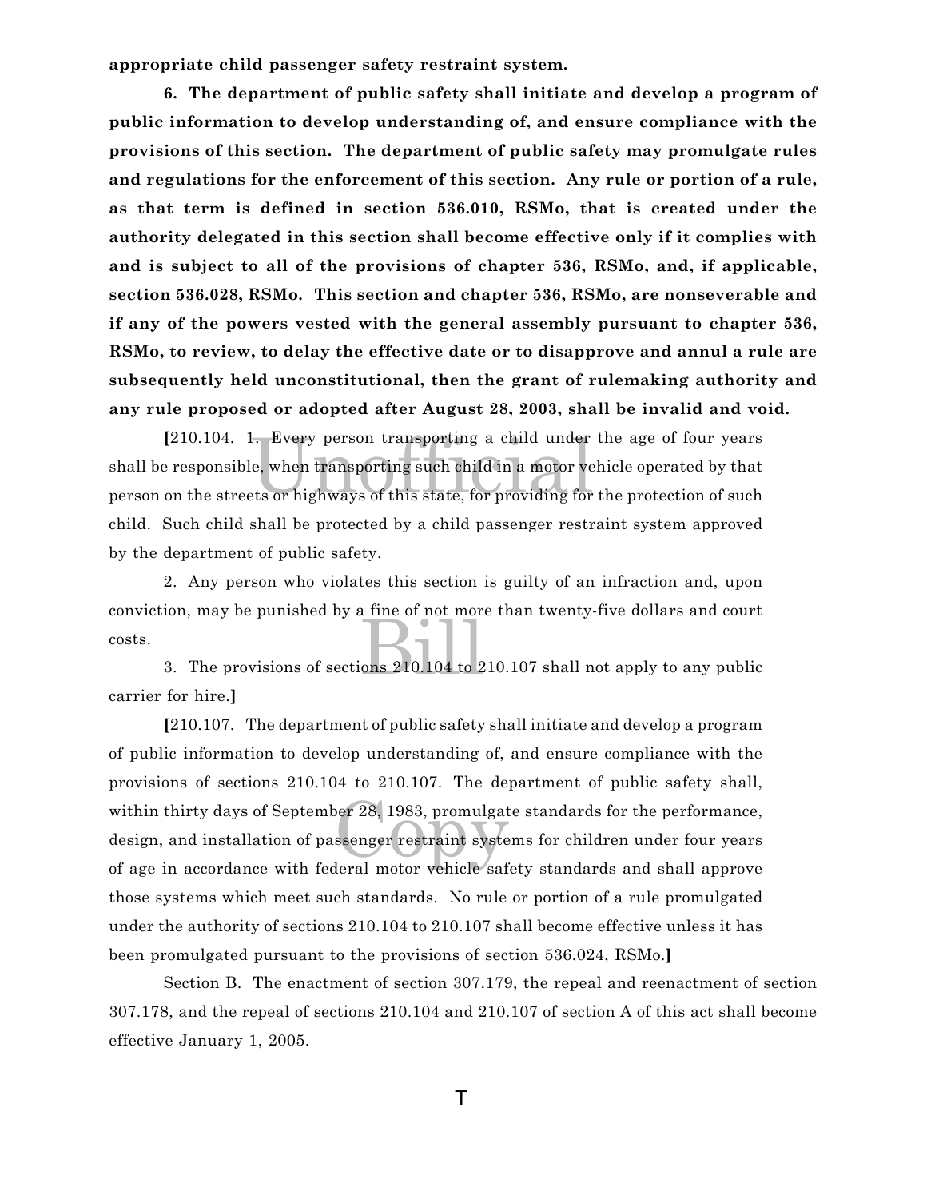**appropriate child passenger safety restraint system.**

**6. The department of public safety shall initiate and develop a program of public information to develop understanding of, and ensure compliance with the provisions of this section. The department of public safety may promulgate rules and regulations for the enforcement of this section. Any rule or portion of a rule, as that term is defined in section 536.010, RSMo, that is created under the authority delegated in this section shall become effective only if it complies with and is subject to all of the provisions of chapter 536, RSMo, and, if applicable, section 536.028, RSMo. This section and chapter 536, RSMo, are nonseverable and if any of the powers vested with the general assembly pursuant to chapter 536, RSMo, to review, to delay the effective date or to disapprove and annul a rule are subsequently held unconstitutional, then the grant of rulemaking authority and any rule proposed or adopted after August 28, 2003, shall be invalid and void.**

**[**210.104. 1. Every person transporting a child under the age of four years shall be responsible, when transporting such child in a motor vehicle operated by that person on the streets or highways of this state, for providing for the protection of such child. Such child shall be protected by a child passenger restraint system approved by the department of public safety.

2. Any person who violates this section is guilty of an infraction and, upon conviction, may be punished by a fine of not more than twenty-five dollars and court costs.

3. The provisions of sections 210.104 to 210.107 shall not apply to any public carrier for hire.**]**

**[**210.107. The department of public safety shall initiate and develop a program of public information to develop understanding of, and ensure compliance with the provisions of sections 210.104 to 210.107. The department of public safety shall, within thirty days of September 28, 1983, promulgate standards for the performance, design, and installation of passenger restraint systems for children under four years of age in accordance with federal motor vehicle safety standards and shall approve those systems which meet such standards. No rule or portion of a rule promulgated under the authority of sections 210.104 to 210.107 shall become effective unless it has been promulgated pursuant to the provisions of section 536.024, RSMo.**]**

Section B. The enactment of section 307.179, the repeal and reenactment of section 307.178, and the repeal of sections 210.104 and 210.107 of section A of this act shall become effective January 1, 2005.

T